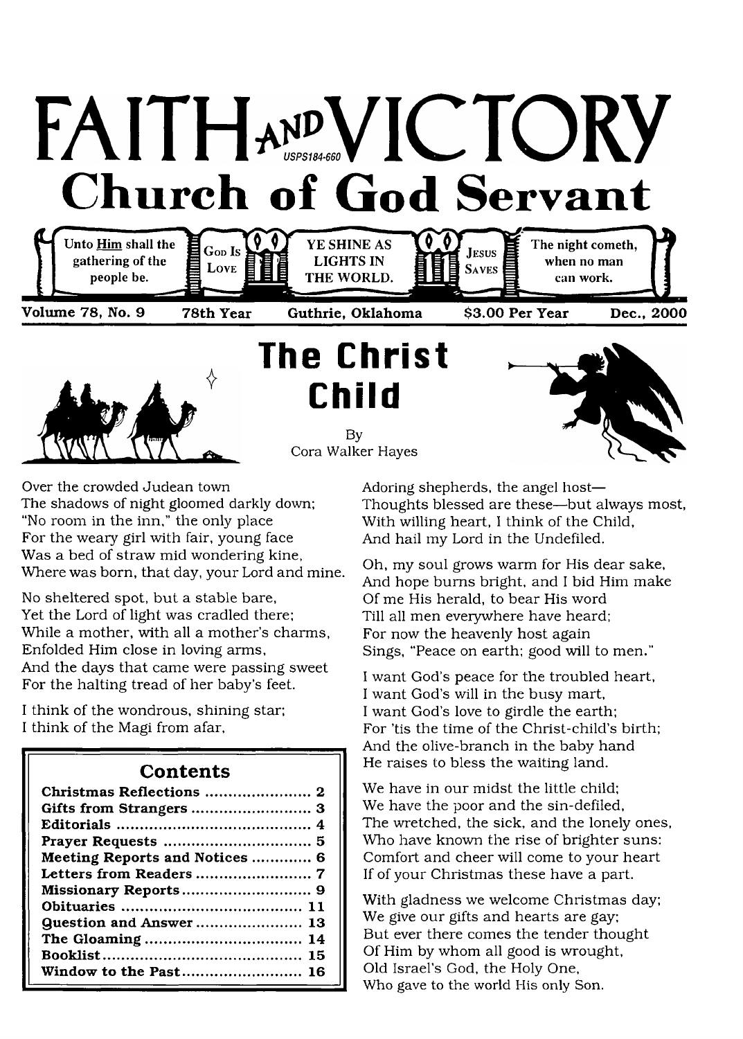# FAITH AND VICTORY

USPS184-660

## Church of God Servant

Unto Him shall the gathering of the people be. | GOD IS LOVE | YE SHINE AS LIGHTS IN THE WORLD. | JESUS SAVES | The night cometh, when no man can work.

Volume 78, No. 9 | 78th Year | Guthrie, Oklahoma | $3.00 Per Year | Dec., 2000

# The Christ Child

By
Cora Walker Hayes

Over the crowded Judean town
The shadows of night gloomed darkly down;
"No room in the inn," the only place
For the weary girl with fair, young face
Was a bed of straw mid wondering kine,
Where was born, that day, your Lord and mine.

No sheltered spot, but a stable bare,
Yet the Lord of light was cradled there;
While a mother, with all a mother's charms,
Enfolded Him close in loving arms,
And the days that came were passing sweet
For the halting tread of her baby's feet.

I think of the wondrous, shining star;
I think of the Magi from afar,
Adoring shepherds, the angel host—
Thoughts blessed are these—but always most,
With willing heart, I think of the Child,
And hail my Lord in the Undefiled.

Oh, my soul grows warm for His dear sake,
And hope burns bright, and I bid Him make
Of me His herald, to bear His word
Till all men everywhere have heard;
For now the heavenly host again
Sings, "Peace on earth; good will to men."

I want God's peace for the troubled heart,
I want God's will in the busy mart,
I want God's love to girdle the earth;
For 'tis the time of the Christ-child's birth;
And the olive-branch in the baby hand
He raises to bless the waiting land.

We have in our midst the little child;
We have the poor and the sin-defiled,
The wretched, the sick, and the lonely ones,
Who have known the rise of brighter suns:
Comfort and cheer will come to your heart
If of your Christmas these have a part.

With gladness we welcome Christmas day;
We give our gifts and hearts are gay;
But ever there comes the tender thought
Of Him by whom all good is wrought,
Old Israel's God, the Holy One,
Who gave to the world His only Son.

## Contents

| | |
|---|---|
| Christmas Reflections | 2 |
| Gifts from Strangers | 3 |
| Editorials | 4 |
| Prayer Requests | 5 |
| Meeting Reports and Notices | 6 |
| Letters from Readers | 7 |
| Missionary Reports | 9 |
| Obituaries | 11 |
| Question and Answer | 13 |
| The Gloaming | 14 |
| Booklist | 15 |
| Window to the Past | 16 |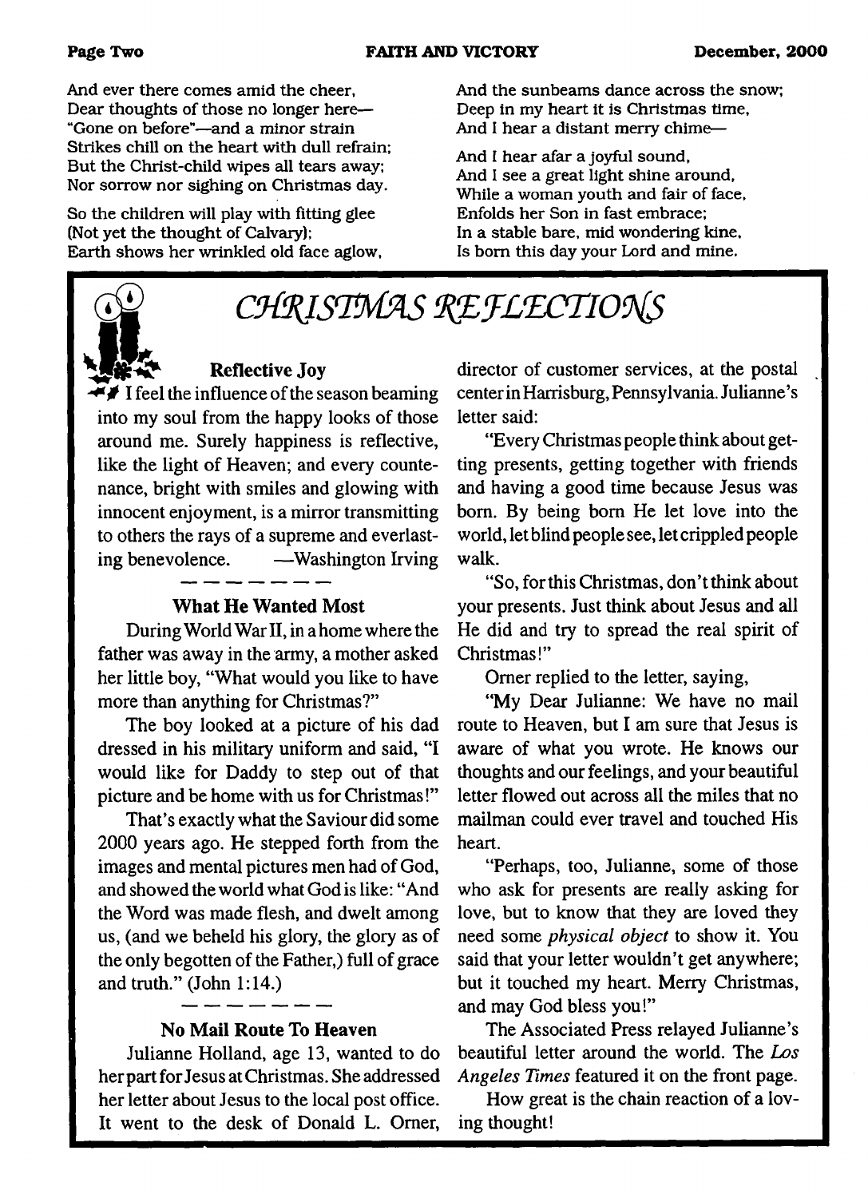And ever there comes amid the cheer,
Dear thoughts of those no longer here—
"Gone on before"—and a minor strain
Strikes chill on the heart with dull refrain;
But the Christ-child wipes all tears away;
Nor sorrow nor sighing on Christmas day.

So the children will play with fitting glee
(Not yet the thought of Calvary);
Earth shows her wrinkled old face aglow,
And the sunbeams dance across the snow;
Deep in my heart it is Christmas time,
And I hear a distant merry chime—

And I hear afar a joyful sound,
And I see a great light shine around,
While a woman youth and fair of face,
Enfolds her Son in fast embrace;
In a stable bare, mid wondering kine,
Is born this day your Lord and mine.

## CHRISTMAS REFLECTIONS

### Reflective Joy

I feel the influence of the season beaming into my soul from the happy looks of those around me. Surely happiness is reflective, like the light of Heaven; and every countenance, bright with smiles and glowing with innocent enjoyment, is a mirror transmitting to others the rays of a supreme and everlasting benevolence. —Washington Irving

### What He Wanted Most

During World War II, in a home where the father was away in the army, a mother asked her little boy, "What would you like to have more than anything for Christmas?"

The boy looked at a picture of his dad dressed in his military uniform and said, "I would like for Daddy to step out of that picture and be home with us for Christmas!"

That's exactly what the Saviour did some 2000 years ago. He stepped forth from the images and mental pictures men had of God, and showed the world what God is like: "And the Word was made flesh, and dwelt among us, (and we beheld his glory, the glory as of the only begotten of the Father,) full of grace and truth." (John 1:14.)

### No Mail Route To Heaven

Julianne Holland, age 13, wanted to do her part for Jesus at Christmas. She addressed her letter about Jesus to the local post office. It went to the desk of Donald L. Orner, director of customer services, at the postal center in Harrisburg, Pennsylvania. Julianne's letter said:

"Every Christmas people think about getting presents, getting together with friends and having a good time because Jesus was born. By being born He let love into the world, let blind people see, let crippled people walk.

"So, for this Christmas, don't think about your presents. Just think about Jesus and all He did and try to spread the real spirit of Christmas!"

Orner replied to the letter, saying,

"My Dear Julianne: We have no mail route to Heaven, but I am sure that Jesus is aware of what you wrote. He knows our thoughts and our feelings, and your beautiful letter flowed out across all the miles that no mailman could ever travel and touched His heart.

"Perhaps, too, Julianne, some of those who ask for presents are really asking for love, but to know that they are loved they need some *physical object* to show it. You said that your letter wouldn't get anywhere; but it touched my heart. Merry Christmas, and may God bless you!"

The Associated Press relayed Julianne's beautiful letter around the world. The *Los Angeles Times* featured it on the front page.

How great is the chain reaction of a loving thought!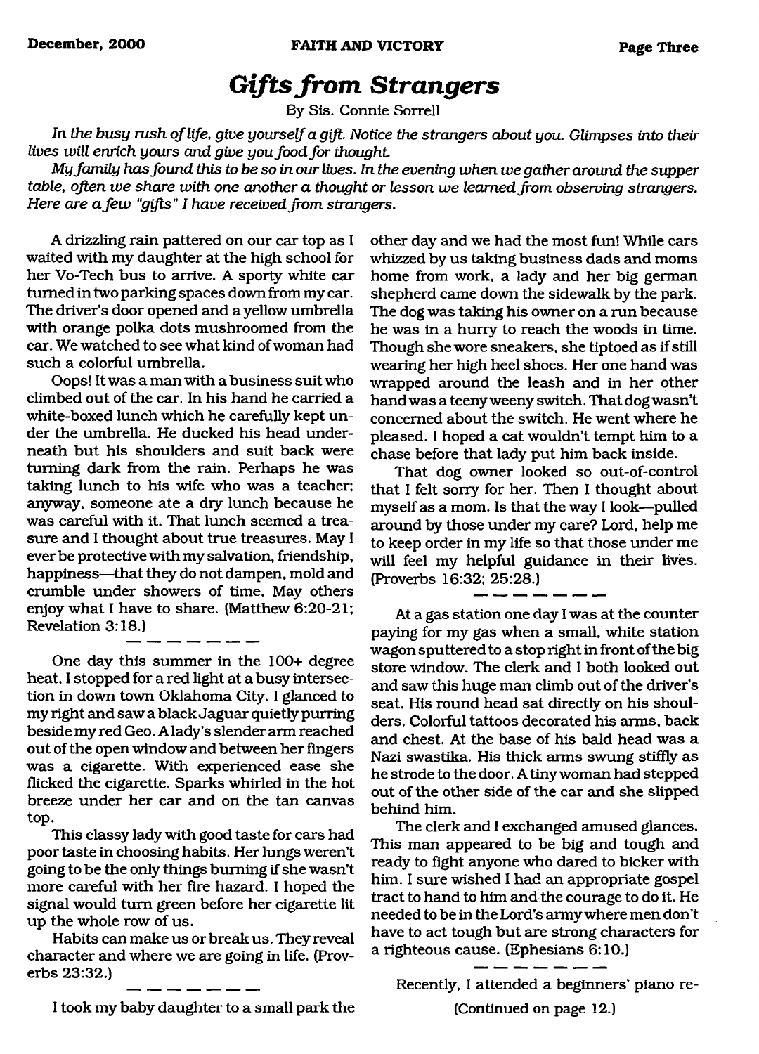# *Gifts from Strangers*

By Sis. Connie Sorrell

*In the busy rush of life, give yourself a gift. Notice the strangers about you. Glimpses into their lives will enrich yours and give you food for thought.*

*My family has found this to be so in our lives. In the evening when we gather around the supper table, often we share with one another a thought or lesson we learned from observing strangers. Here are a few "gifts" I have received from strangers.*

A drizzling rain pattered on our car top as I waited with my daughter at the high school for her Vo-Tech bus to arrive. A sporty white car turned in two parking spaces down from my car. The driver's door opened and a yellow umbrella with orange polka dots mushroomed from the car. We watched to see what kind of woman had such a colorful umbrella.

Oops! It was a man with a business suit who climbed out of the car. In his hand he carried a white-boxed lunch which he carefully kept under the umbrella. He ducked his head underneath but his shoulders and suit back were turning dark from the rain. Perhaps he was taking lunch to his wife who was a teacher; anyway, someone ate a dry lunch because he was careful with it. That lunch seemed a treasure and I thought about true treasures. May I ever be protective with my salvation, friendship, happiness—that they do not dampen, mold and crumble under showers of time. May others enjoy what I have to share. (Matthew 6:20-21; Revelation 3:18.)

— — — — — — —

One day this summer in the 100+ degree heat, I stopped for a red light at a busy intersection in down town Oklahoma City. I glanced to my right and saw a black Jaguar quietly purring beside my red Geo. A lady's slender arm reached out of the open window and between her fingers was a cigarette. With experienced ease she flicked the cigarette. Sparks whirled in the hot breeze under her car and on the tan canvas top.

This classy lady with good taste for cars had poor taste in choosing habits. Her lungs weren't going to be the only things burning if she wasn't more careful with her fire hazard. I hoped the signal would turn green before her cigarette lit up the whole row of us.

Habits can make us or break us. They reveal character and where we are going in life. (Proverbs 23:32.)

— — — — — — —

I took my baby daughter to a small park the other day and we had the most fun! While cars whizzed by us taking business dads and moms home from work, a lady and her big german shepherd came down the sidewalk by the park. The dog was taking his owner on a run because he was in a hurry to reach the woods in time. Though she wore sneakers, she tiptoed as if still wearing her high heel shoes. Her one hand was wrapped around the leash and in her other hand was a teeny weeny switch. That dog wasn't concerned about the switch. He went where he pleased. I hoped a cat wouldn't tempt him to a chase before that lady put him back inside.

That dog owner looked so out-of-control that I felt sorry for her. Then I thought about myself as a mom. Is that the way I look—pulled around by those under my care? Lord, help me to keep order in my life so that those under me will feel my helpful guidance in their lives. (Proverbs 16:32; 25:28.)

— — — — — — —

At a gas station one day I was at the counter paying for my gas when a small, white station wagon sputtered to a stop right in front of the big store window. The clerk and I both looked out and saw this huge man climb out of the driver's seat. His round head sat directly on his shoulders. Colorful tattoos decorated his arms, back and chest. At the base of his bald head was a Nazi swastika. His thick arms swung stiffly as he strode to the door. A tiny woman had stepped out of the other side of the car and she slipped behind him.

The clerk and I exchanged amused glances. This man appeared to be big and tough and ready to fight anyone who dared to bicker with him. I sure wished I had an appropriate gospel tract to hand to him and the courage to do it. He needed to be in the Lord's army where men don't have to act tough but are strong characters for a righteous cause. (Ephesians 6:10.)

— — — — — — —

Recently, I attended a beginners' piano re-

(Continued on page 12.)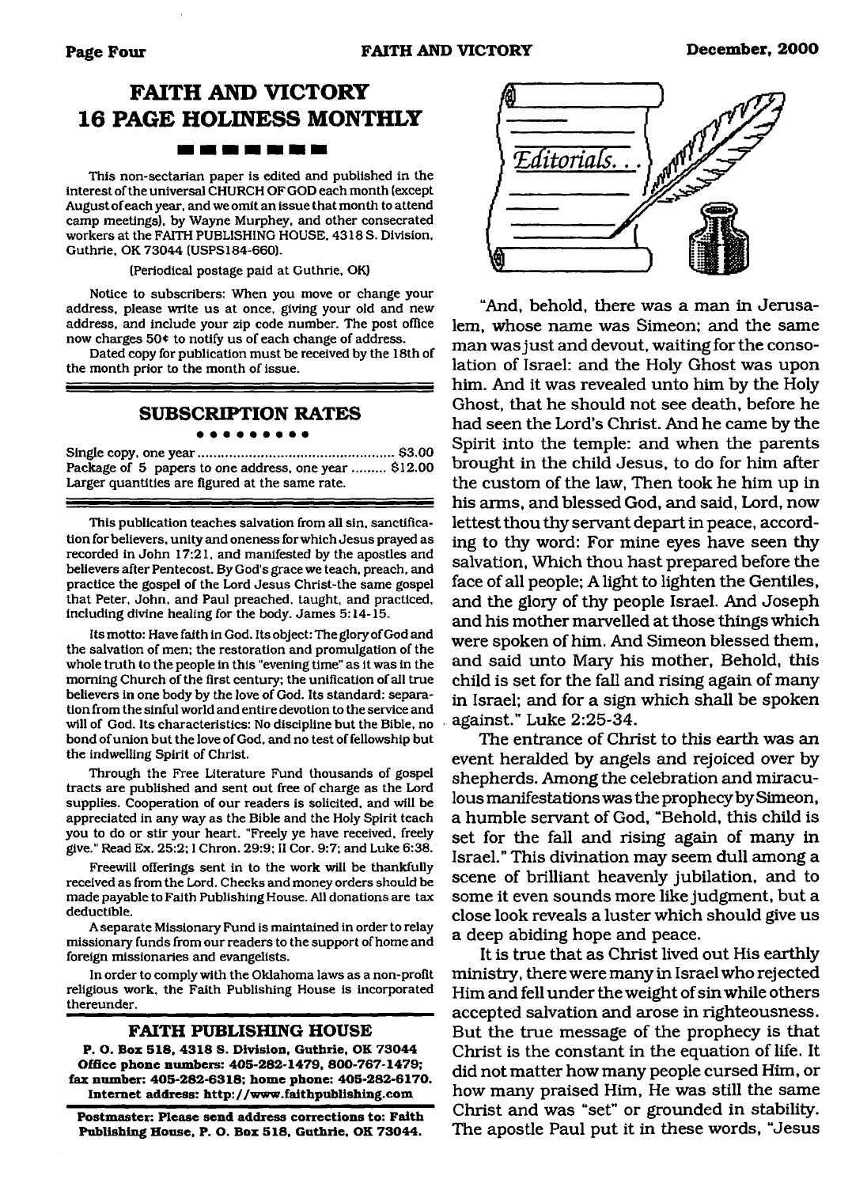# FAITH AND VICTORY 16 PAGE HOLINESS MONTHLY

This non-sectarian paper is edited and published in the interest of the universal CHURCH OF GOD each month (except August of each year, and we omit an issue that month to attend camp meetings), by Wayne Murphey, and other consecrated workers at the FAITH PUBLISHING HOUSE, 4318 S. Division, Guthrie, OK 73044 (USPS184-660).

(Periodical postage paid at Guthrie, OK)

Notice to subscribers: When you move or change your address, please write us at once, giving your old and new address, and include your zip code number. The post office now charges 50¢ to notify us of each change of address.

Dated copy for publication must be received by the 18th of the month prior to the month of issue.

## SUBSCRIPTION RATES

Single copy, one year .......... $3.00
Package of 5 papers to one address, one year .......... $12.00
Larger quantities are figured at the same rate.

This publication teaches salvation from all sin, sanctification for believers, unity and oneness for which Jesus prayed as recorded in John 17:21, and manifested by the apostles and believers after Pentecost. By God's grace we teach, preach, and practice the gospel of the Lord Jesus Christ-the same gospel that Peter, John, and Paul preached, taught, and practiced, including divine healing for the body. James 5:14-15.

Its motto: Have faith in God. Its object: The glory of God and the salvation of men; the restoration and promulgation of the whole truth to the people in this "evening time" as it was in the morning Church of the first century; the unification of all true believers in one body by the love of God. Its standard: separation from the sinful world and entire devotion to the service and will of God. Its characteristics: No discipline but the Bible, no bond of union but the love of God, and no test of fellowship but the indwelling Spirit of Christ.

Through the Free Literature Fund thousands of gospel tracts are published and sent out free of charge as the Lord supplies. Cooperation of our readers is solicited, and will be appreciated in any way as the Bible and the Holy Spirit teach you to do or stir your heart. "Freely ye have received, freely give." Read Ex. 25:2; I Chron. 29:9; II Cor. 9:7; and Luke 6:38.

Freewill offerings sent in to the work will be thankfully received as from the Lord. Checks and money orders should be made payable to Faith Publishing House. All donations are tax deductible.

A separate Missionary Fund is maintained in order to relay missionary funds from our readers to the support of home and foreign missionaries and evangelists.

In order to comply with the Oklahoma laws as a non-profit religious work, the Faith Publishing House is incorporated thereunder.

## FAITH PUBLISHING HOUSE

**P. O. Box 518, 4318 S. Division, Guthrie, OK 73044**
**Office phone numbers: 405-282-1479, 800-767-1479; fax number: 405-282-6318; home phone: 405-282-6170. Internet address: http://www.faithpublishing.com**

**Postmaster: Please send address corrections to: Faith Publishing House, P. O. Box 518, Guthrie, OK 73044.**

## Editorials...

"And, behold, there was a man in Jerusalem, whose name was Simeon; and the same man was just and devout, waiting for the consolation of Israel: and the Holy Ghost was upon him. And it was revealed unto him by the Holy Ghost, that he should not see death, before he had seen the Lord's Christ. And he came by the Spirit into the temple: and when the parents brought in the child Jesus, to do for him after the custom of the law, Then took he him up in his arms, and blessed God, and said, Lord, now lettest thou thy servant depart in peace, according to thy word: For mine eyes have seen thy salvation, Which thou hast prepared before the face of all people; A light to lighten the Gentiles, and the glory of thy people Israel. And Joseph and his mother marvelled at those things which were spoken of him. And Simeon blessed them, and said unto Mary his mother, Behold, this child is set for the fall and rising again of many in Israel; and for a sign which shall be spoken against." Luke 2:25-34.

The entrance of Christ to this earth was an event heralded by angels and rejoiced over by shepherds. Among the celebration and miraculous manifestations was the prophecy by Simeon, a humble servant of God, "Behold, this child is set for the fall and rising again of many in Israel." This divination may seem dull among a scene of brilliant heavenly jubilation, and to some it even sounds more like judgment, but a close look reveals a luster which should give us a deep abiding hope and peace.

It is true that as Christ lived out His earthly ministry, there were many in Israel who rejected Him and fell under the weight of sin while others accepted salvation and arose in righteousness. But the true message of the prophecy is that Christ is the constant in the equation of life. It did not matter how many people cursed Him, or how many praised Him, He was still the same Christ and was "set" or grounded in stability. The apostle Paul put it in these words, "Jesus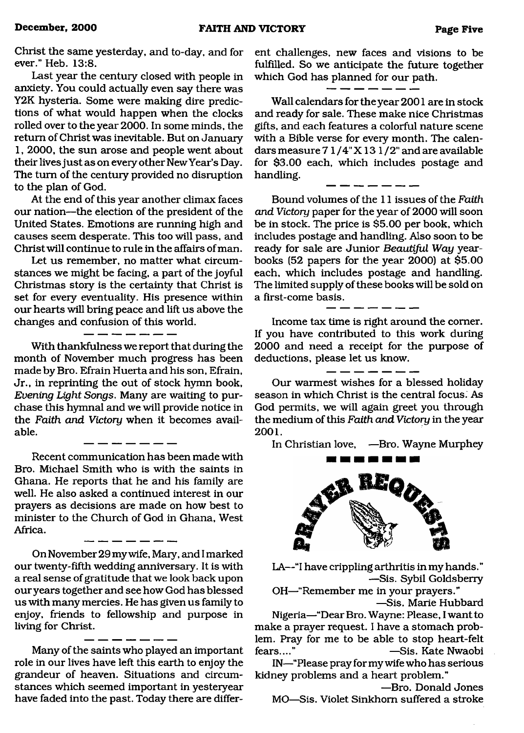Christ the same yesterday, and to-day, and for ever." Heb. 13:8.

Last year the century closed with people in anxiety. You could actually even say there was Y2K hysteria. Some were making dire predictions of what would happen when the clocks rolled over to the year 2000. In some minds, the return of Christ was inevitable. But on January 1, 2000, the sun arose and people went about their lives just as on every other New Year's Day. The turn of the century provided no disruption to the plan of God.

At the end of this year another climax faces our nation—the election of the president of the United States. Emotions are running high and causes seem desperate. This too will pass, and Christ will continue to rule in the affairs of man.

Let us remember, no matter what circumstances we might be facing, a part of the joyful Christmas story is the certainty that Christ is set for every eventuality. His presence within our hearts will bring peace and lift us above the changes and confusion of this world.

— — — — — — —

With thankfulness we report that during the month of November much progress has been made by Bro. Efrain Huerta and his son, Efrain, Jr., in reprinting the out of stock hymn book, *Evening Light Songs*. Many are waiting to purchase this hymnal and we will provide notice in the *Faith and Victory* when it becomes available.

— — — — — — —

Recent communication has been made with Bro. Michael Smith who is with the saints in Ghana. He reports that he and his family are well. He also asked a continued interest in our prayers as decisions are made on how best to minister to the Church of God in Ghana, West Africa.

— — — — — — —

On November 29 my wife, Mary, and I marked our twenty-fifth wedding anniversary. It is with a real sense of gratitude that we look back upon our years together and see how God has blessed us with many mercies. He has given us family to enjoy, friends to fellowship and purpose in living for Christ.

— — — — — — —

Many of the saints who played an important role in our lives have left this earth to enjoy the grandeur of heaven. Situations and circumstances which seemed important in yesteryear have faded into the past. Today there are different challenges, new faces and visions to be fulfilled. So we anticipate the future together which God has planned for our path.

— — — — — — —

Wall calendars for the year 2001 are in stock and ready for sale. These make nice Christmas gifts, and each features a colorful nature scene with a Bible verse for every month. The calendars measure 7 1/4" X 13 1/2" and are available for $3.00 each, which includes postage and handling.

— — — — — — —

Bound volumes of the 11 issues of the *Faith and Victory* paper for the year of 2000 will soon be in stock. The price is $5.00 per book, which includes postage and handling. Also soon to be ready for sale are Junior *Beautiful Way* yearbooks (52 papers for the year 2000) at $5.00 each, which includes postage and handling. The limited supply of these books will be sold on a first-come basis.

— — — — — — —

Income tax time is right around the corner. If you have contributed to this work during 2000 and need a receipt for the purpose of deductions, please let us know.

— — — — — — —

Our warmest wishes for a blessed holiday season in which Christ is the central focus. As God permits, we will again greet you through the medium of this *Faith and Victory* in the year 2001.

In Christian love, —Bro. Wayne Murphey

## PRAYER REQUESTS

LA—"I have crippling arthritis in my hands." —Sis. Sybil Goldsberry

OH—"Remember me in your prayers." —Sis. Marie Hubbard

Nigeria—"Dear Bro. Wayne: Please, I want to make a prayer request. I have a stomach problem. Pray for me to be able to stop heart-felt fears...." —Sis. Kate Nwaobi

IN—"Please pray for my wife who has serious kidney problems and a heart problem." —Bro. Donald Jones

MO—Sis. Violet Sinkhorn suffered a stroke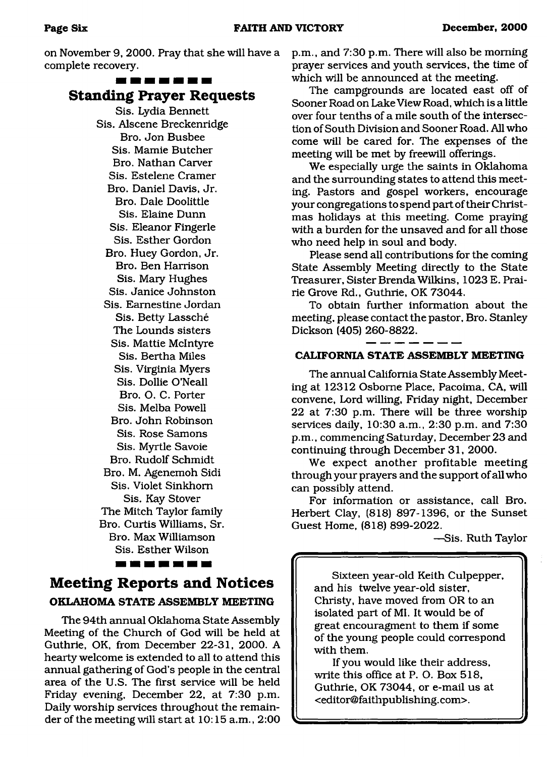on November 9, 2000. Pray that she will have a complete recovery.

## Standing Prayer Requests

Sis. Lydia Bennett
Sis. Alscene Breckenridge
Bro. Jon Busbee
Sis. Mamie Butcher
Bro. Nathan Carver
Sis. Estelene Cramer
Bro. Daniel Davis, Jr.
Bro. Dale Doolittle
Sis. Elaine Dunn
Sis. Eleanor Fingerle
Sis. Esther Gordon
Bro. Huey Gordon, Jr.
Bro. Ben Harrison
Sis. Mary Hughes
Sis. Janice Johnston
Sis. Earnestine Jordan
Sis. Betty Lassché
The Lounds sisters
Sis. Mattie McIntyre
Sis. Bertha Miles
Sis. Virginia Myers
Sis. Dollie O'Neall
Bro. O. C. Porter
Sis. Melba Powell
Bro. John Robinson
Sis. Rose Samons
Sis. Myrtle Savoie
Bro. Rudolf Schmidt
Bro. M. Agenemoh Sidi
Sis. Violet Sinkhorn
Sis. Kay Stover
The Mitch Taylor family
Bro. Curtis Williams, Sr.
Bro. Max Williamson
Sis. Esther Wilson

## Meeting Reports and Notices

### OKLAHOMA STATE ASSEMBLY MEETING

The 94th annual Oklahoma State Assembly Meeting of the Church of God will be held at Guthrie, OK, from December 22-31, 2000. A hearty welcome is extended to all to attend this annual gathering of God's people in the central area of the U.S. The first service will be held Friday evening, December 22, at 7:30 p.m. Daily worship services throughout the remainder of the meeting will start at 10:15 a.m., 2:00 p.m., and 7:30 p.m. There will also be morning prayer services and youth services, the time of which will be announced at the meeting.

The campgrounds are located east off of Sooner Road on Lake View Road, which is a little over four tenths of a mile south of the intersection of South Division and Sooner Road. All who come will be cared for. The expenses of the meeting will be met by freewill offerings.

We especially urge the saints in Oklahoma and the surrounding states to attend this meeting. Pastors and gospel workers, encourage your congregations to spend part of their Christmas holidays at this meeting. Come praying with a burden for the unsaved and for all those who need help in soul and body.

Please send all contributions for the coming State Assembly Meeting directly to the State Treasurer, Sister Brenda Wilkins, 1023 E. Prairie Grove Rd., Guthrie, OK 73044.

To obtain further information about the meeting, please contact the pastor, Bro. Stanley Dickson (405) 260-8822.

### CALIFORNIA STATE ASSEMBLY MEETING

The annual California State Assembly Meeting at 12312 Osborne Place, Pacoima, CA, will convene, Lord willing, Friday night, December 22 at 7:30 p.m. There will be three worship services daily, 10:30 a.m., 2:30 p.m. and 7:30 p.m., commencing Saturday, December 23 and continuing through December 31, 2000.

We expect another profitable meeting through your prayers and the support of all who can possibly attend.

For information or assistance, call Bro. Herbert Clay, (818) 897-1396, or the Sunset Guest Home, (818) 899-2022.

—Sis. Ruth Taylor

Sixteen year-old Keith Culpepper, and his twelve year-old sister, Christy, have moved from OR to an isolated part of MI. It would be of great encouragment to them if some of the young people could correspond with them.

If you would like their address, write this office at P. O. Box 518, Guthrie, OK 73044, or e-mail us at <editor@faithpublishing.com>.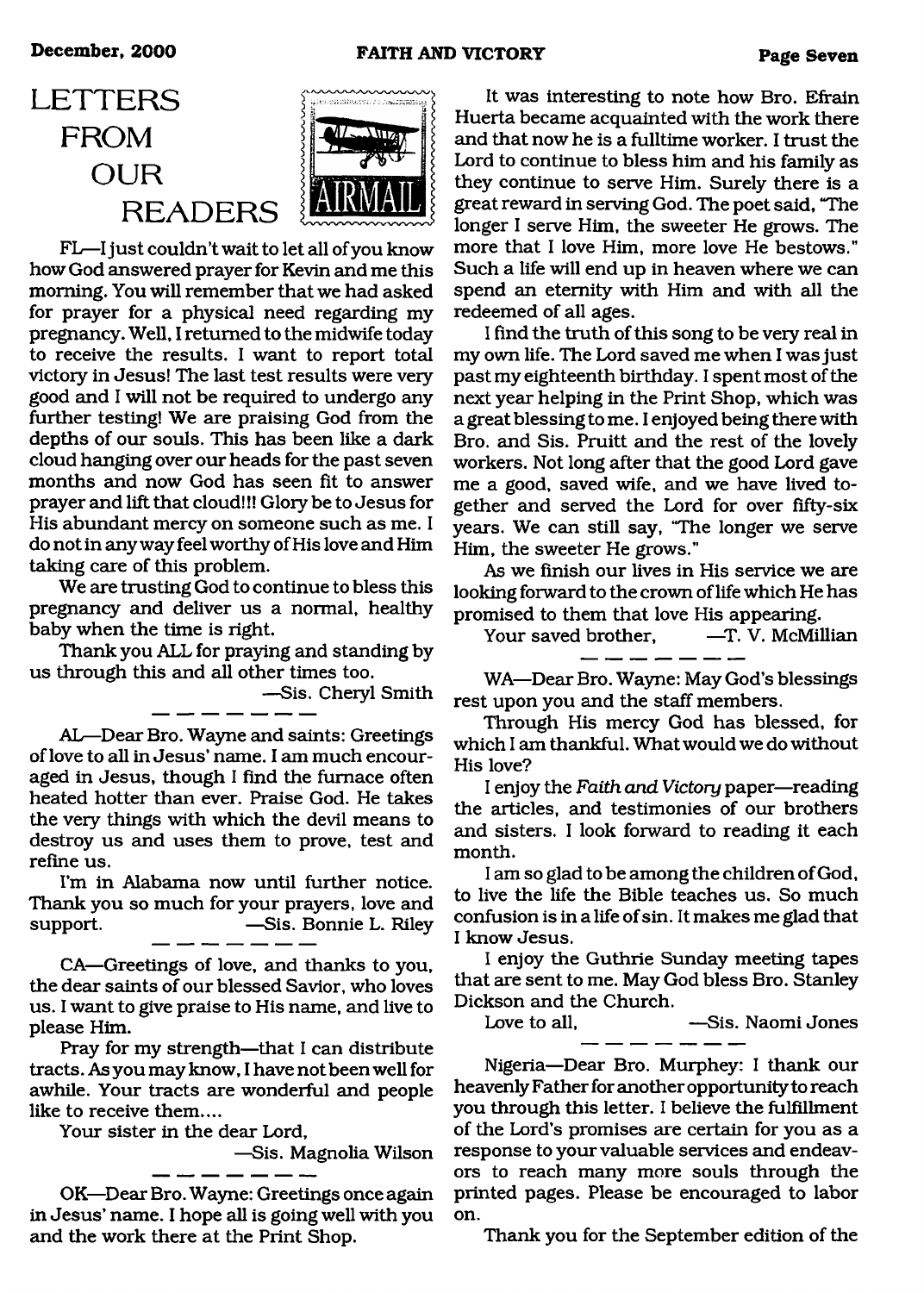# LETTERS FROM OUR READERS

FL—I just couldn't wait to let all of you know how God answered prayer for Kevin and me this morning. You will remember that we had asked for prayer for a physical need regarding my pregnancy. Well, I returned to the midwife today to receive the results. I want to report total victory in Jesus! The last test results were very good and I will not be required to undergo any further testing! We are praising God from the depths of our souls. This has been like a dark cloud hanging over our heads for the past seven months and now God has seen fit to answer prayer and lift that cloud!!! Glory be to Jesus for His abundant mercy on someone such as me. I do not in any way feel worthy of His love and Him taking care of this problem.

We are trusting God to continue to bless this pregnancy and deliver us a normal, healthy baby when the time is right.

Thank you ALL for praying and standing by us through this and all other times too.

—Sis. Cheryl Smith

AL—Dear Bro. Wayne and saints: Greetings of love to all in Jesus' name. I am much encouraged in Jesus, though I find the furnace often heated hotter than ever. Praise God. He takes the very things with which the devil means to destroy us and uses them to prove, test and refine us.

I'm in Alabama now until further notice. Thank you so much for your prayers, love and support. —Sis. Bonnie L. Riley

CA—Greetings of love, and thanks to you, the dear saints of our blessed Savior, who loves us. I want to give praise to His name, and live to please Him.

Pray for my strength—that I can distribute tracts. As you may know, I have not been well for awhile. Your tracts are wonderful and people like to receive them....

Your sister in the dear Lord,

—Sis. Magnolia Wilson

OK—Dear Bro. Wayne: Greetings once again in Jesus' name. I hope all is going well with you and the work there at the Print Shop.

It was interesting to note how Bro. Efrain Huerta became acquainted with the work there and that now he is a fulltime worker. I trust the Lord to continue to bless him and his family as they continue to serve Him. Surely there is a great reward in serving God. The poet said, "The longer I serve Him, the sweeter He grows. The more that I love Him, more love He bestows." Such a life will end up in heaven where we can spend an eternity with Him and with all the redeemed of all ages.

I find the truth of this song to be very real in my own life. The Lord saved me when I was just past my eighteenth birthday. I spent most of the next year helping in the Print Shop, which was a great blessing to me. I enjoyed being there with Bro. and Sis. Pruitt and the rest of the lovely workers. Not long after that the good Lord gave me a good, saved wife, and we have lived together and served the Lord for over fifty-six years. We can still say, "The longer we serve Him, the sweeter He grows."

As we finish our lives in His service we are looking forward to the crown of life which He has promised to them that love His appearing.

Your saved brother, —T. V. McMillian

WA—Dear Bro. Wayne: May God's blessings rest upon you and the staff members.

Through His mercy God has blessed, for which I am thankful. What would we do without His love?

I enjoy the *Faith and Victory* paper—reading the articles, and testimonies of our brothers and sisters. I look forward to reading it each month.

I am so glad to be among the children of God, to live the life the Bible teaches us. So much confusion is in a life of sin. It makes me glad that I know Jesus.

I enjoy the Guthrie Sunday meeting tapes that are sent to me. May God bless Bro. Stanley Dickson and the Church.

Love to all, —Sis. Naomi Jones

Nigeria—Dear Bro. Murphey: I thank our heavenly Father for another opportunity to reach you through this letter. I believe the fulfillment of the Lord's promises are certain for you as a response to your valuable services and endeavors to reach many more souls through the printed pages. Please be encouraged to labor on.

Thank you for the September edition of the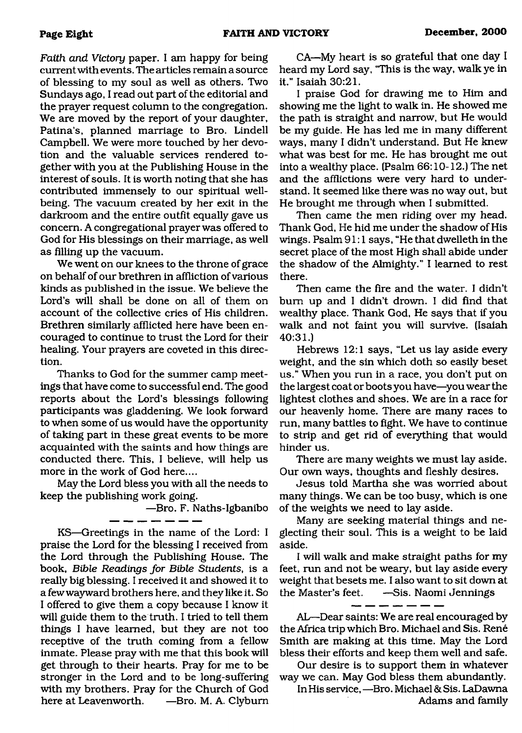*Faith and Victory* paper. I am happy for being current with events. The articles remain a source of blessing to my soul as well as others. Two Sundays ago, I read out part of the editorial and the prayer request column to the congregation. We are moved by the report of your daughter, Patina's, planned marriage to Bro. Lindell Campbell. We were more touched by her devotion and the valuable services rendered together with you at the Publishing House in the interest of souls. It is worth noting that she has contributed immensely to our spiritual wellbeing. The vacuum created by her exit in the darkroom and the entire outfit equally gave us concern. A congregational prayer was offered to God for His blessings on their marriage, as well as filling up the vacuum.

We went on our knees to the throne of grace on behalf of our brethren in affliction of various kinds as published in the issue. We believe the Lord's will shall be done on all of them on account of the collective cries of His children. Brethren similarly afflicted here have been encouraged to continue to trust the Lord for their healing. Your prayers are coveted in this direction.

Thanks to God for the summer camp meetings that have come to successful end. The good reports about the Lord's blessings following participants was gladdening. We look forward to when some of us would have the opportunity of taking part in these great events to be more acquainted with the saints and how things are conducted there. This, I believe, will help us more in the work of God here....

May the Lord bless you with all the needs to keep the publishing work going.

—Bro. F. Naths-Igbanibo

— — — — — — —

KS—Greetings in the name of the Lord: I praise the Lord for the blessing I received from the Lord through the Publishing House. The book, *Bible Readings for Bible Students*, is a really big blessing. I received it and showed it to a few wayward brothers here, and they like it. So I offered to give them a copy because I know it will guide them to the truth. I tried to tell them things I have learned, but they are not too receptive of the truth coming from a fellow inmate. Please pray with me that this book will get through to their hearts. Pray for me to be stronger in the Lord and to be long-suffering with my brothers. Pray for the Church of God here at Leavenworth. —Bro. M. A. Clyburn

CA—My heart is so grateful that one day I heard my Lord say, "This is the way, walk ye in it." Isaiah 30:21.

I praise God for drawing me to Him and showing me the light to walk in. He showed me the path is straight and narrow, but He would be my guide. He has led me in many different ways, many I didn't understand. But He knew what was best for me. He has brought me out into a wealthy place. (Psalm 66:10-12.) The net and the afflictions were very hard to understand. It seemed like there was no way out, but He brought me through when I submitted.

Then came the men riding over my head. Thank God, He hid me under the shadow of His wings. Psalm 91:1 says, "He that dwelleth in the secret place of the most High shall abide under the shadow of the Almighty." I learned to rest there.

Then came the fire and the water. I didn't burn up and I didn't drown. I did find that wealthy place. Thank God, He says that if you walk and not faint you will survive. (Isaiah 40:31.)

Hebrews 12:1 says, "Let us lay aside every weight, and the sin which doth so easily beset us." When you run in a race, you don't put on the largest coat or boots you have—you wear the lightest clothes and shoes. We are in a race for our heavenly home. There are many races to run, many battles to fight. We have to continue to strip and get rid of everything that would hinder us.

There are many weights we must lay aside. Our own ways, thoughts and fleshly desires.

Jesus told Martha she was worried about many things. We can be too busy, which is one of the weights we need to lay aside.

Many are seeking material things and neglecting their soul. This is a weight to be laid aside.

I will walk and make straight paths for my feet, run and not be weary, but lay aside every weight that besets me. I also want to sit down at the Master's feet. —Sis. Naomi Jennings

— — — — — — —

AL—Dear saints: We are real encouraged by the Africa trip which Bro. Michael and Sis. René Smith are making at this time. May the Lord bless their efforts and keep them well and safe.

Our desire is to support them in whatever way we can. May God bless them abundantly.

In His service, —Bro. Michael & Sis. LaDawna Adams and family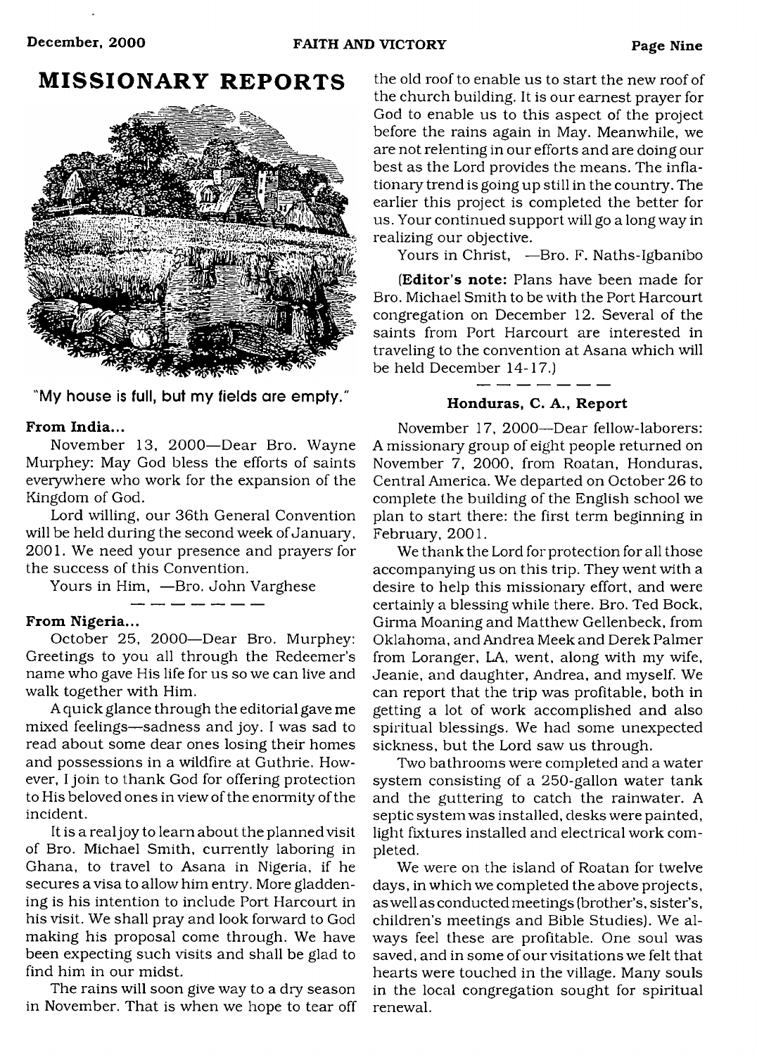# MISSIONARY REPORTS

"My house is full, but my fields are empty."

**From India...**

November 13, 2000—Dear Bro. Wayne Murphey: May God bless the efforts of saints everywhere who work for the expansion of the Kingdom of God.

Lord willing, our 36th General Convention will be held during the second week of January, 2001. We need your presence and prayers for the success of this Convention.

Yours in Him, —Bro. John Varghese

— — — — — —

**From Nigeria...**

October 25, 2000—Dear Bro. Murphey: Greetings to you all through the Redeemer's name who gave His life for us so we can live and walk together with Him.

A quick glance through the editorial gave me mixed feelings—sadness and joy. I was sad to read about some dear ones losing their homes and possessions in a wildfire at Guthrie. However, I join to thank God for offering protection to His beloved ones in view of the enormity of the incident.

It is a real joy to learn about the planned visit of Bro. Michael Smith, currently laboring in Ghana, to travel to Asana in Nigeria, if he secures a visa to allow him entry. More gladdening is his intention to include Port Harcourt in his visit. We shall pray and look forward to God making his proposal come through. We have been expecting such visits and shall be glad to find him in our midst.

The rains will soon give way to a dry season in November. That is when we hope to tear off the old roof to enable us to start the new roof of the church building. It is our earnest prayer for God to enable us to this aspect of the project before the rains again in May. Meanwhile, we are not relenting in our efforts and are doing our best as the Lord provides the means. The inflationary trend is going up still in the country. The earlier this project is completed the better for us. Your continued support will go a long way in realizing our objective.

Yours in Christ, —Bro. F. Naths-Igbanibo

(**Editor's note:** Plans have been made for Bro. Michael Smith to be with the Port Harcourt congregation on December 12. Several of the saints from Port Harcourt are interested in traveling to the convention at Asana which will be held December 14-17.)

— — — — — —

**Honduras, C. A., Report**

November 17, 2000—Dear fellow-laborers: A missionary group of eight people returned on November 7, 2000, from Roatan, Honduras, Central America. We departed on October 26 to complete the building of the English school we plan to start there: the first term beginning in February, 2001.

We thank the Lord for protection for all those accompanying us on this trip. They went with a desire to help this missionary effort, and were certainly a blessing while there. Bro. Ted Bock, Girma Moaning and Matthew Gellenbeck, from Oklahoma, and Andrea Meek and Derek Palmer from Loranger, LA, went, along with my wife, Jeanie, and daughter, Andrea, and myself. We can report that the trip was profitable, both in getting a lot of work accomplished and also spiritual blessings. We had some unexpected sickness, but the Lord saw us through.

Two bathrooms were completed and a water system consisting of a 250-gallon water tank and the guttering to catch the rainwater. A septic system was installed, desks were painted, light fixtures installed and electrical work completed.

We were on the island of Roatan for twelve days, in which we completed the above projects, as well as conducted meetings (brother's, sister's, children's meetings and Bible Studies). We always feel these are profitable. One soul was saved, and in some of our visitations we felt that hearts were touched in the village. Many souls in the local congregation sought for spiritual renewal.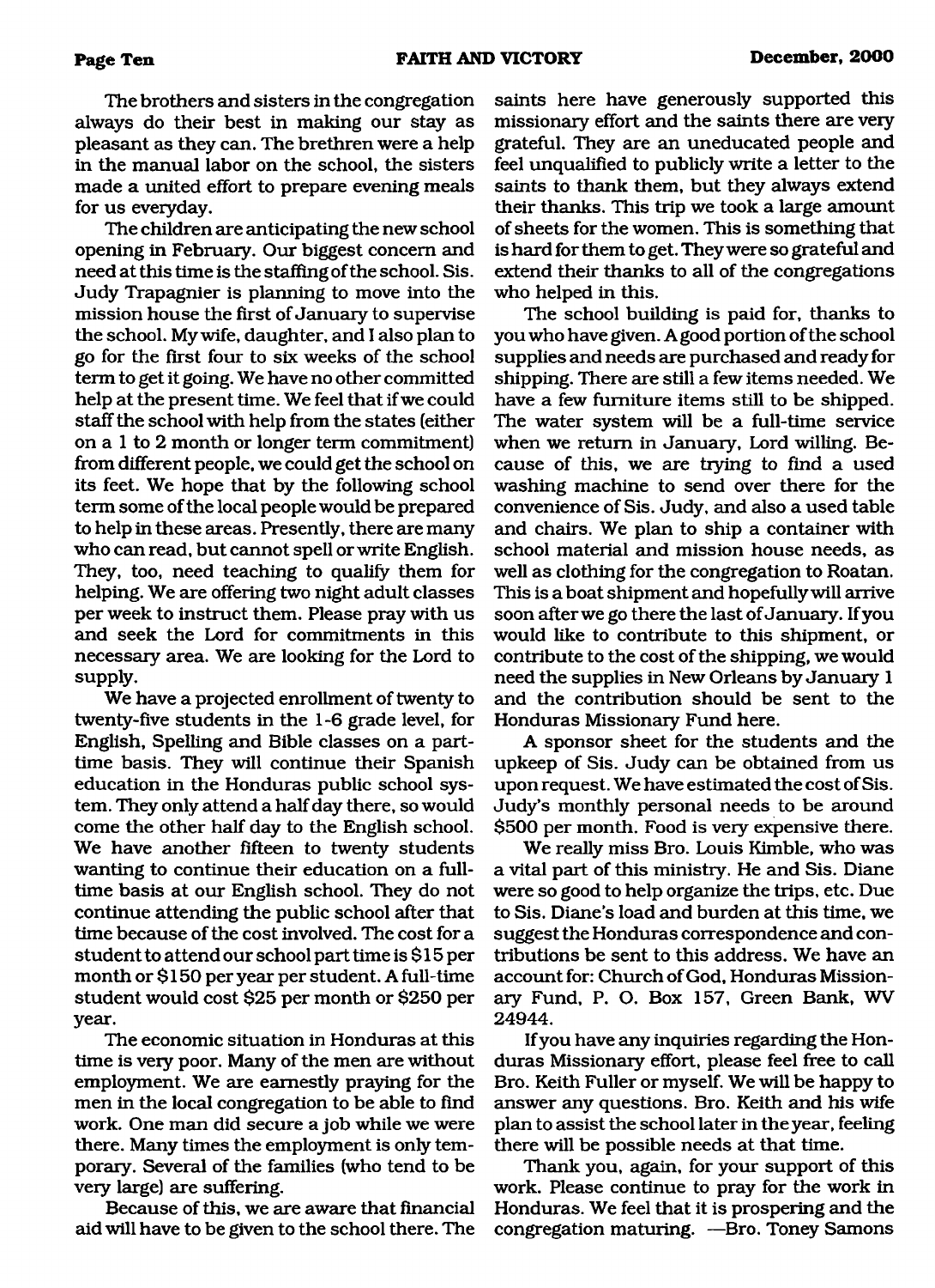The brothers and sisters in the congregation always do their best in making our stay as pleasant as they can. The brethren were a help in the manual labor on the school, the sisters made a united effort to prepare evening meals for us everyday.

The children are anticipating the new school opening in February. Our biggest concern and need at this time is the staffing of the school. Sis. Judy Trapagnier is planning to move into the mission house the first of January to supervise the school. My wife, daughter, and I also plan to go for the first four to six weeks of the school term to get it going. We have no other committed help at the present time. We feel that if we could staff the school with help from the states (either on a 1 to 2 month or longer term commitment) from different people, we could get the school on its feet. We hope that by the following school term some of the local people would be prepared to help in these areas. Presently, there are many who can read, but cannot spell or write English. They, too, need teaching to qualify them for helping. We are offering two night adult classes per week to instruct them. Please pray with us and seek the Lord for commitments in this necessary area. We are looking for the Lord to supply.

We have a projected enrollment of twenty to twenty-five students in the 1-6 grade level, for English, Spelling and Bible classes on a part-time basis. They will continue their Spanish education in the Honduras public school system. They only attend a half day there, so would come the other half day to the English school. We have another fifteen to twenty students wanting to continue their education on a full-time basis at our English school. They do not continue attending the public school after that time because of the cost involved. The cost for a student to attend our school part time is $15 per month or $150 per year per student. A full-time student would cost $25 per month or $250 per year.

The economic situation in Honduras at this time is very poor. Many of the men are without employment. We are earnestly praying for the men in the local congregation to be able to find work. One man did secure a job while we were there. Many times the employment is only temporary. Several of the families (who tend to be very large) are suffering.

Because of this, we are aware that financial aid will have to be given to the school there. The saints here have generously supported this missionary effort and the saints there are very grateful. They are an uneducated people and feel unqualified to publicly write a letter to the saints to thank them, but they always extend their thanks. This trip we took a large amount of sheets for the women. This is something that is hard for them to get. They were so grateful and extend their thanks to all of the congregations who helped in this.

The school building is paid for, thanks to you who have given. A good portion of the school supplies and needs are purchased and ready for shipping. There are still a few items needed. We have a few furniture items still to be shipped. The water system will be a full-time service when we return in January, Lord willing. Because of this, we are trying to find a used washing machine to send over there for the convenience of Sis. Judy, and also a used table and chairs. We plan to ship a container with school material and mission house needs, as well as clothing for the congregation to Roatan. This is a boat shipment and hopefully will arrive soon after we go there the last of January. If you would like to contribute to this shipment, or contribute to the cost of the shipping, we would need the supplies in New Orleans by January 1 and the contribution should be sent to the Honduras Missionary Fund here.

A sponsor sheet for the students and the upkeep of Sis. Judy can be obtained from us upon request. We have estimated the cost of Sis. Judy's monthly personal needs to be around $500 per month. Food is very expensive there.

We really miss Bro. Louis Kimble, who was a vital part of this ministry. He and Sis. Diane were so good to help organize the trips, etc. Due to Sis. Diane's load and burden at this time, we suggest the Honduras correspondence and contributions be sent to this address. We have an account for: Church of God, Honduras Missionary Fund, P. O. Box 157, Green Bank, WV 24944.

If you have any inquiries regarding the Honduras Missionary effort, please feel free to call Bro. Keith Fuller or myself. We will be happy to answer any questions. Bro. Keith and his wife plan to assist the school later in the year, feeling there will be possible needs at that time.

Thank you, again, for your support of this work. Please continue to pray for the work in Honduras. We feel that it is prospering and the congregation maturing. —Bro. Toney Samons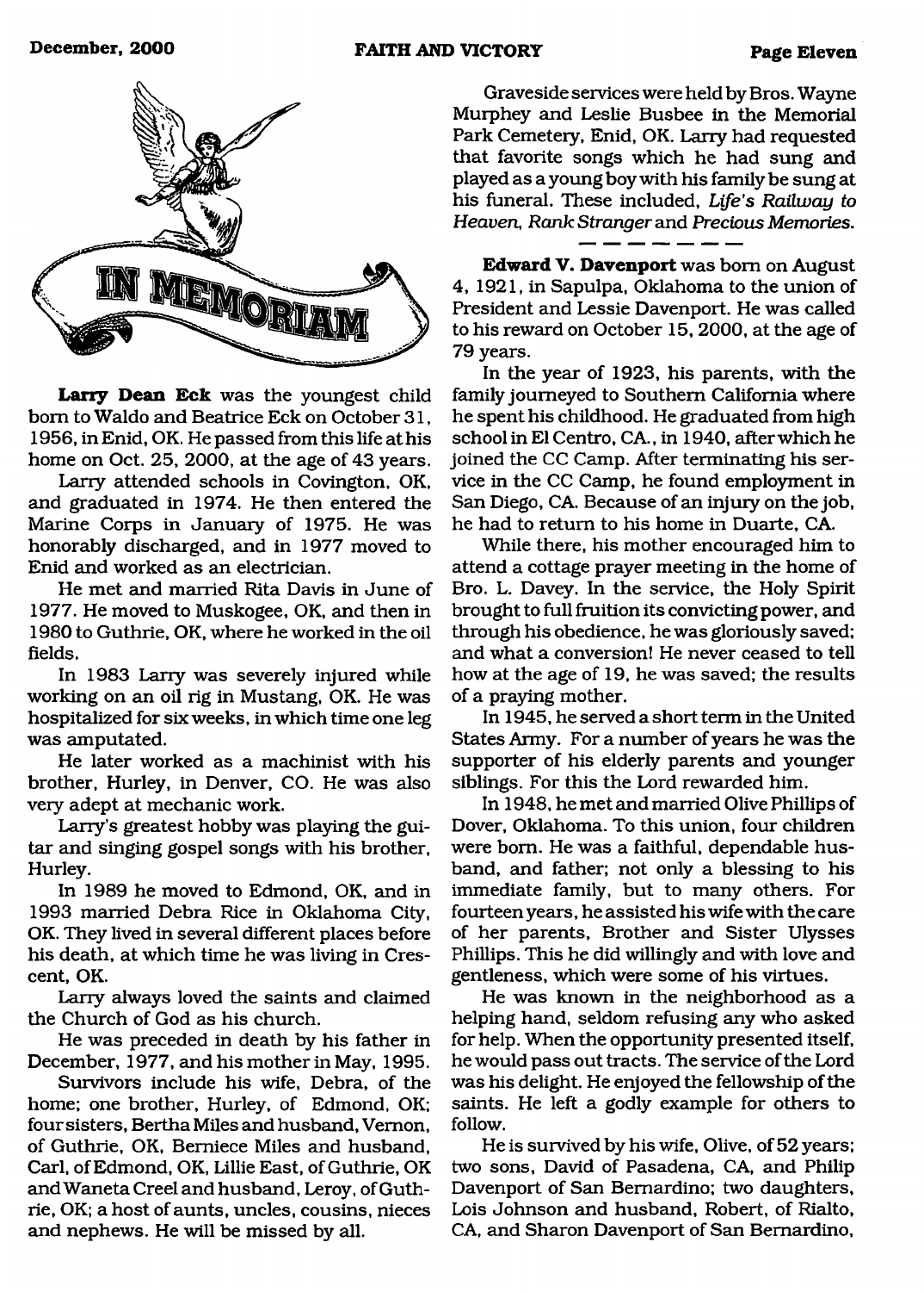# IN MEMORIAM

**Larry Dean Eck** was the youngest child born to Waldo and Beatrice Eck on October 31, 1956, in Enid, OK. He passed from this life at his home on Oct. 25, 2000, at the age of 43 years.

Larry attended schools in Covington, OK, and graduated in 1974. He then entered the Marine Corps in January of 1975. He was honorably discharged, and in 1977 moved to Enid and worked as an electrician.

He met and married Rita Davis in June of 1977. He moved to Muskogee, OK, and then in 1980 to Guthrie, OK, where he worked in the oil fields.

In 1983 Larry was severely injured while working on an oil rig in Mustang, OK. He was hospitalized for six weeks, in which time one leg was amputated.

He later worked as a machinist with his brother, Hurley, in Denver, CO. He was also very adept at mechanic work.

Larry's greatest hobby was playing the guitar and singing gospel songs with his brother, Hurley.

In 1989 he moved to Edmond, OK, and in 1993 married Debra Rice in Oklahoma City, OK. They lived in several different places before his death, at which time he was living in Crescent, OK.

Larry always loved the saints and claimed the Church of God as his church.

He was preceded in death by his father in December, 1977, and his mother in May, 1995.

Survivors include his wife, Debra, of the home; one brother, Hurley, of Edmond, OK; four sisters, Bertha Miles and husband, Vernon, of Guthrie, OK, Berniece Miles and husband, Carl, of Edmond, OK, Lillie East, of Guthrie, OK and Waneta Creel and husband, Leroy, of Guthrie, OK; a host of aunts, uncles, cousins, nieces and nephews. He will be missed by all.

Graveside services were held by Bros. Wayne Murphey and Leslie Busbee in the Memorial Park Cemetery, Enid, OK. Larry had requested that favorite songs which he had sung and played as a young boy with his family be sung at his funeral. These included, *Life's Railway to Heaven, Rank Stranger* and *Precious Memories.*

---

**Edward V. Davenport** was born on August 4, 1921, in Sapulpa, Oklahoma to the union of President and Lessie Davenport. He was called to his reward on October 15, 2000, at the age of 79 years.

In the year of 1923, his parents, with the family journeyed to Southern California where he spent his childhood. He graduated from high school in El Centro, CA., in 1940, after which he joined the CC Camp. After terminating his service in the CC Camp, he found employment in San Diego, CA. Because of an injury on the job, he had to return to his home in Duarte, CA.

While there, his mother encouraged him to attend a cottage prayer meeting in the home of Bro. L. Davey. In the service, the Holy Spirit brought to full fruition its convicting power, and through his obedience, he was gloriously saved; and what a conversion! He never ceased to tell how at the age of 19, he was saved; the results of a praying mother.

In 1945, he served a short term in the United States Army. For a number of years he was the supporter of his elderly parents and younger siblings. For this the Lord rewarded him.

In 1948, he met and married Olive Phillips of Dover, Oklahoma. To this union, four children were born. He was a faithful, dependable husband, and father; not only a blessing to his immediate family, but to many others. For fourteen years, he assisted his wife with the care of her parents, Brother and Sister Ulysses Phillips. This he did willingly and with love and gentleness, which were some of his virtues.

He was known in the neighborhood as a helping hand, seldom refusing any who asked for help. When the opportunity presented itself, he would pass out tracts. The service of the Lord was his delight. He enjoyed the fellowship of the saints. He left a godly example for others to follow.

He is survived by his wife, Olive, of 52 years; two sons, David of Pasadena, CA, and Philip Davenport of San Bernardino; two daughters, Lois Johnson and husband, Robert, of Rialto, CA, and Sharon Davenport of San Bernardino,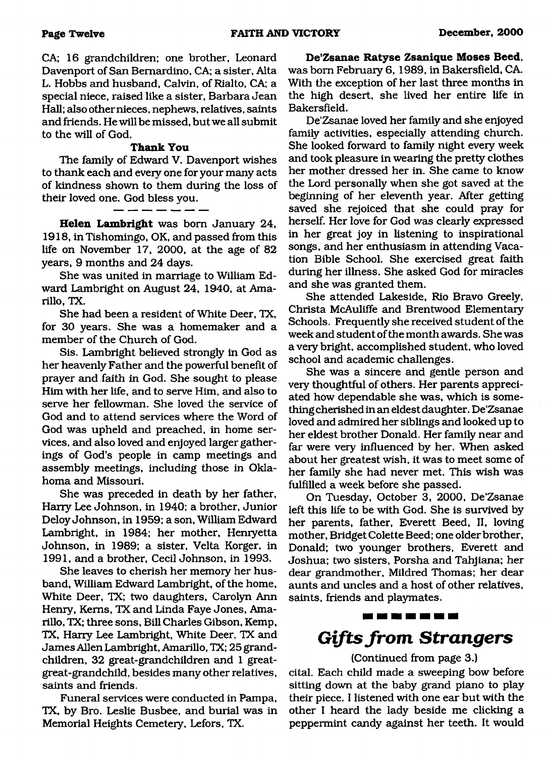CA; 16 grandchildren; one brother, Leonard Davenport of San Bernardino, CA; a sister, Alta L. Hobbs and husband, Calvin, of Rialto, CA; a special niece, raised like a sister, Barbara Jean Hall; also other nieces, nephews, relatives, saints and friends. He will be missed, but we all submit to the will of God.

**Thank You**

The family of Edward V. Davenport wishes to thank each and every one for your many acts of kindness shown to them during the loss of their loved one. God bless you.

---

**Helen Lambright** was born January 24, 1918, in Tishomingo, OK, and passed from this life on November 17, 2000, at the age of 82 years, 9 months and 24 days.

She was united in marriage to William Edward Lambright on August 24, 1940, at Amarillo, TX.

She had been a resident of White Deer, TX, for 30 years. She was a homemaker and a member of the Church of God.

Sis. Lambright believed strongly in God as her heavenly Father and the powerful benefit of prayer and faith in God. She sought to please Him with her life, and to serve Him, and also to serve her fellowman. She loved the service of God and to attend services where the Word of God was upheld and preached, in home services, and also loved and enjoyed larger gatherings of God's people in camp meetings and assembly meetings, including those in Oklahoma and Missouri.

She was preceded in death by her father, Harry Lee Johnson, in 1940; a brother, Junior Deloy Johnson, in 1959; a son, William Edward Lambright, in 1984; her mother, Henryetta Johnson, in 1989; a sister, Velta Korger, in 1991, and a brother, Cecil Johnson, in 1993.

She leaves to cherish her memory her husband, William Edward Lambright, of the home, White Deer, TX; two daughters, Carolyn Ann Henry, Kerns, TX and Linda Faye Jones, Amarillo, TX; three sons, Bill Charles Gibson, Kemp, TX, Harry Lee Lambright, White Deer, TX and James Allen Lambright, Amarillo, TX; 25 grandchildren, 32 great-grandchildren and 1 great-great-grandchild, besides many other relatives, saints and friends.

Funeral services were conducted in Pampa, TX, by Bro. Leslie Busbee, and burial was in Memorial Heights Cemetery, Lefors, TX.

**De'Zsanae Ratyse Zsanique Moses Beed**, was born February 6, 1989, in Bakersfield, CA. With the exception of her last three months in the high desert, she lived her entire life in Bakersfield.

De'Zsanae loved her family and she enjoyed family activities, especially attending church. She looked forward to family night every week and took pleasure in wearing the pretty clothes her mother dressed her in. She came to know the Lord personally when she got saved at the beginning of her eleventh year. After getting saved she rejoiced that she could pray for herself. Her love for God was clearly expressed in her great joy in listening to inspirational songs, and her enthusiasm in attending Vacation Bible School. She exercised great faith during her illness. She asked God for miracles and she was granted them.

She attended Lakeside, Rio Bravo Greely, Christa McAuliffe and Brentwood Elementary Schools. Frequently she received student of the week and student of the month awards. She was a very bright, accomplished student, who loved school and academic challenges.

She was a sincere and gentle person and very thoughtful of others. Her parents appreciated how dependable she was, which is something cherished in an eldest daughter. De'Zsanae loved and admired her siblings and looked up to her eldest brother Donald. Her family near and far were very influenced by her. When asked about her greatest wish, it was to meet some of her family she had never met. This wish was fulfilled a week before she passed.

On Tuesday, October 3, 2000, De'Zsanae left this life to be with God. She is survived by her parents, father, Everett Beed, II, loving mother, Bridget Colette Beed; one older brother, Donald; two younger brothers, Everett and Joshua; two sisters, Porsha and Tahjiana; her dear grandmother, Mildred Thomas; her dear aunts and uncles and a host of other relatives, saints, friends and playmates.

---

## *Gifts from Strangers*

(Continued from page 3.)

cital. Each child made a sweeping bow before sitting down at the baby grand piano to play their piece. I listened with one ear but with the other I heard the lady beside me clicking a peppermint candy against her teeth. It would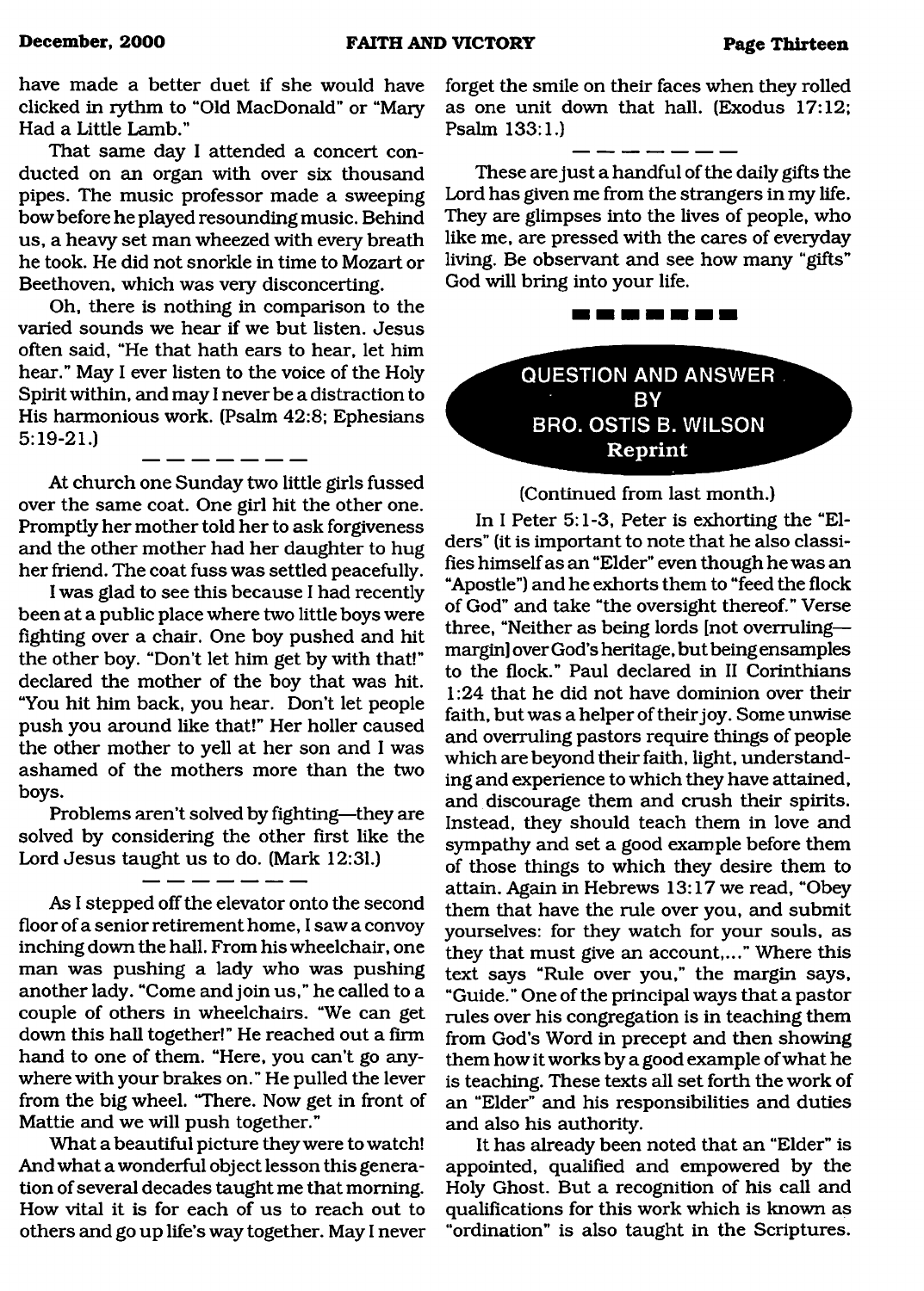have made a better duet if she would have clicked in rythm to "Old MacDonald" or "Mary Had a Little Lamb."

That same day I attended a concert conducted on an organ with over six thousand pipes. The music professor made a sweeping bow before he played resounding music. Behind us, a heavy set man wheezed with every breath he took. He did not snorkle in time to Mozart or Beethoven, which was very disconcerting.

Oh, there is nothing in comparison to the varied sounds we hear if we but listen. Jesus often said, "He that hath ears to hear, let him hear." May I ever listen to the voice of the Holy Spirit within, and may I never be a distraction to His harmonious work. (Psalm 42:8; Ephesians 5:19-21.)

— — — — — — — —

At church one Sunday two little girls fussed over the same coat. One girl hit the other one. Promptly her mother told her to ask forgiveness and the other mother had her daughter to hug her friend. The coat fuss was settled peacefully.

I was glad to see this because I had recently been at a public place where two little boys were fighting over a chair. One boy pushed and hit the other boy. "Don't let him get by with that!" declared the mother of the boy that was hit. "You hit him back, you hear. Don't let people push you around like that!" Her holler caused the other mother to yell at her son and I was ashamed of the mothers more than the two boys.

Problems aren't solved by fighting—they are solved by considering the other first like the Lord Jesus taught us to do. (Mark 12:31.)

— — — — — — — —

As I stepped off the elevator onto the second floor of a senior retirement home, I saw a convoy inching down the hall. From his wheelchair, one man was pushing a lady who was pushing another lady. "Come and join us," he called to a couple of others in wheelchairs. "We can get down this hall together!" He reached out a firm hand to one of them. "Here, you can't go anywhere with your brakes on." He pulled the lever from the big wheel. "There. Now get in front of Mattie and we will push together."

What a beautiful picture they were to watch! And what a wonderful object lesson this generation of several decades taught me that morning. How vital it is for each of us to reach out to others and go up life's way together. May I never forget the smile on their faces when they rolled as one unit down that hall. (Exodus 17:12; Psalm 133:1.)

— — — — — — — —

These are just a handful of the daily gifts the Lord has given me from the strangers in my life. They are glimpses into the lives of people, who like me, are pressed with the cares of everyday living. Be observant and see how many "gifts" God will bring into your life.

■ ■ ■ ■ ■ ■ ■ ■

## QUESTION AND ANSWER BY BRO. OSTIS B. WILSON

**Reprint**

(Continued from last month.)

In I Peter 5:1-3, Peter is exhorting the "Elders" (it is important to note that he also classifies himself as an "Elder" even though he was an "Apostle") and he exhorts them to "feed the flock of God" and take "the oversight thereof." Verse three, "Neither as being lords [not overruling—margin] over God's heritage, but being ensamples to the flock." Paul declared in II Corinthians 1:24 that he did not have dominion over their faith, but was a helper of their joy. Some unwise and overruling pastors require things of people which are beyond their faith, light, understanding and experience to which they have attained, and discourage them and crush their spirits. Instead, they should teach them in love and sympathy and set a good example before them of those things to which they desire them to attain. Again in Hebrews 13:17 we read, "Obey them that have the rule over you, and submit yourselves: for they watch for your souls, as they that must give an account,..." Where this text says "Rule over you," the margin says, "Guide." One of the principal ways that a pastor rules over his congregation is in teaching them from God's Word in precept and then showing them how it works by a good example of what he is teaching. These texts all set forth the work of an "Elder" and his responsibilities and duties and also his authority.

It has already been noted that an "Elder" is appointed, qualified and empowered by the Holy Ghost. But a recognition of his call and qualifications for this work which is known as "ordination" is also taught in the Scriptures.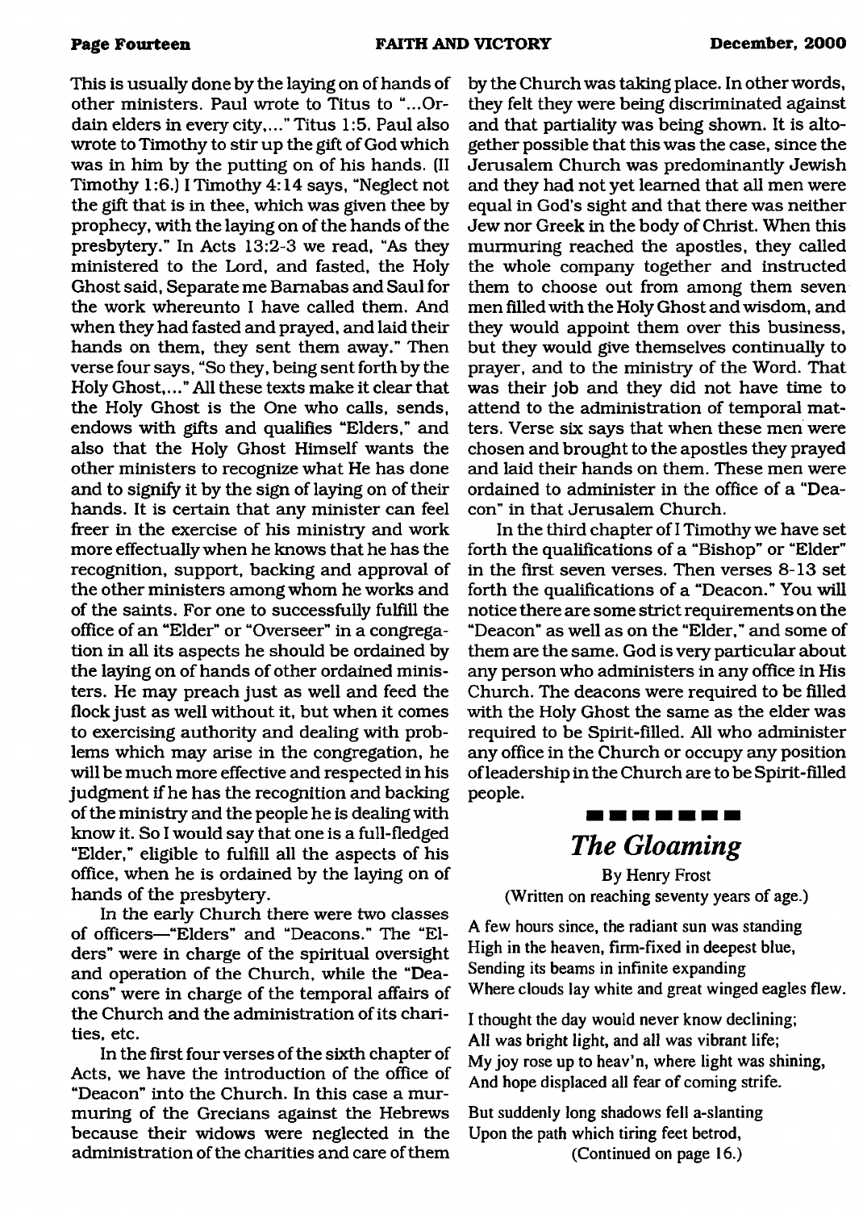This is usually done by the laying on of hands of other ministers. Paul wrote to Titus to "...Ordain elders in every city,..." Titus 1:5. Paul also wrote to Timothy to stir up the gift of God which was in him by the putting on of his hands. (II Timothy 1:6.) I Timothy 4:14 says, "Neglect not the gift that is in thee, which was given thee by prophecy, with the laying on of the hands of the presbytery." In Acts 13:2-3 we read, "As they ministered to the Lord, and fasted, the Holy Ghost said, Separate me Barnabas and Saul for the work whereunto I have called them. And when they had fasted and prayed, and laid their hands on them, they sent them away." Then verse four says, "So they, being sent forth by the Holy Ghost,..." All these texts make it clear that the Holy Ghost is the One who calls, sends, endows with gifts and qualifies "Elders," and also that the Holy Ghost Himself wants the other ministers to recognize what He has done and to signify it by the sign of laying on of their hands. It is certain that any minister can feel freer in the exercise of his ministry and work more effectually when he knows that he has the recognition, support, backing and approval of the other ministers among whom he works and of the saints. For one to successfully fulfill the office of an "Elder" or "Overseer" in a congregation in all its aspects he should be ordained by the laying on of hands of other ordained ministers. He may preach just as well and feed the flock just as well without it, but when it comes to exercising authority and dealing with problems which may arise in the congregation, he will be much more effective and respected in his judgment if he has the recognition and backing of the ministry and the people he is dealing with know it. So I would say that one is a full-fledged "Elder," eligible to fulfill all the aspects of his office, when he is ordained by the laying on of hands of the presbytery.

In the early Church there were two classes of officers—"Elders" and "Deacons." The "Elders" were in charge of the spiritual oversight and operation of the Church, while the "Deacons" were in charge of the temporal affairs of the Church and the administration of its charities, etc.

In the first four verses of the sixth chapter of Acts, we have the introduction of the office of "Deacon" into the Church. In this case a murmuring of the Grecians against the Hebrews because their widows were neglected in the administration of the charities and care of them by the Church was taking place. In other words, they felt they were being discriminated against and that partiality was being shown. It is altogether possible that this was the case, since the Jerusalem Church was predominantly Jewish and they had not yet learned that all men were equal in God's sight and that there was neither Jew nor Greek in the body of Christ. When this murmuring reached the apostles, they called the whole company together and instructed them to choose out from among them seven men filled with the Holy Ghost and wisdom, and they would appoint them over this business, but they would give themselves continually to prayer, and to the ministry of the Word. That was their job and they did not have time to attend to the administration of temporal matters. Verse six says that when these men were chosen and brought to the apostles they prayed and laid their hands on them. These men were ordained to administer in the office of a "Deacon" in that Jerusalem Church.

In the third chapter of I Timothy we have set forth the qualifications of a "Bishop" or "Elder" in the first seven verses. Then verses 8-13 set forth the qualifications of a "Deacon." You will notice there are some strict requirements on the "Deacon" as well as on the "Elder," and some of them are the same. God is very particular about any person who administers in any office in His Church. The deacons were required to be filled with the Holy Ghost the same as the elder was required to be Spirit-filled. All who administer any office in the Church or occupy any position of leadership in the Church are to be Spirit-filled people.

---

## *The Gloaming*

By Henry Frost
(Written on reaching seventy years of age.)

A few hours since, the radiant sun was standing
High in the heaven, firm-fixed in deepest blue,
Sending its beams in infinite expanding
Where clouds lay white and great winged eagles flew.

I thought the day would never know declining;
All was bright light, and all was vibrant life;
My joy rose up to heav'n, where light was shining,
And hope displaced all fear of coming strife.

But suddenly long shadows fell a-slanting
Upon the path which tiring feet betrod,

(Continued on page 16.)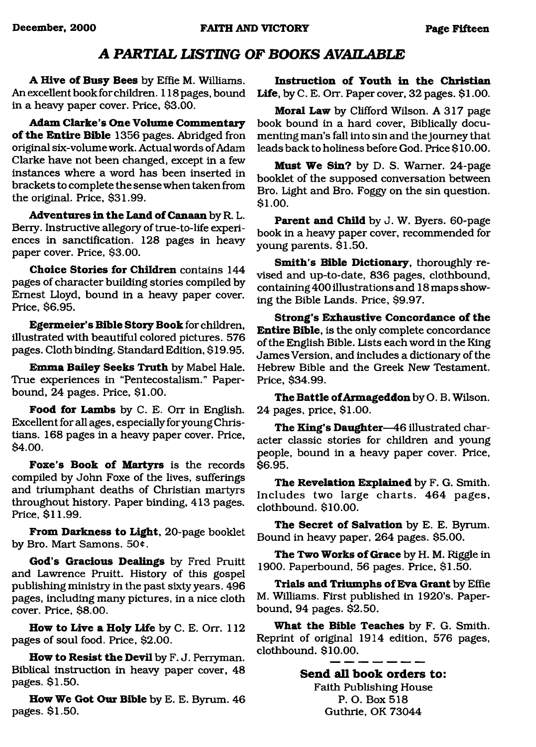## *A PARTIAL LISTING OF BOOKS AVAILABLE*

**A Hive of Busy Bees** by Effie M. Williams. An excellent book for children. 118 pages, bound in a heavy paper cover. Price, $3.00.

**Adam Clarke's One Volume Commentary of the Entire Bible** 1356 pages. Abridged fron original six-volume work. Actual words of Adam Clarke have not been changed, except in a few instances where a word has been inserted in brackets to complete the sense when taken from the original. Price, $31.99.

**Adventures in the Land of Canaan** by R. L. Berry. Instructive allegory of true-to-life experiences in sanctification. 128 pages in heavy paper cover. Price, $3.00.

**Choice Stories for Children** contains 144 pages of character building stories compiled by Ernest Lloyd, bound in a heavy paper cover. Price, $6.95.

**Egermeier's Bible Story Book** for children, illustrated with beautiful colored pictures. 576 pages. Cloth binding. Standard Edition, $19.95.

**Emma Bailey Seeks Truth** by Mabel Hale. True experiences in "Pentecostalism." Paperbound, 24 pages. Price, $1.00.

**Food for Lambs** by C. E. Orr in English. Excellent for all ages, especially for young Christians. 168 pages in a heavy paper cover. Price, $4.00.

**Foxe's Book of Martyrs** is the records compiled by John Foxe of the lives, sufferings and triumphant deaths of Christian martyrs throughout history. Paper binding, 413 pages. Price, $11.99.

**From Darkness to Light**, 20-page booklet by Bro. Mart Samons. 50¢.

**God's Gracious Dealings** by Fred Pruitt and Lawrence Pruitt. History of this gospel publishing ministry in the past sixty years. 496 pages, including many pictures, in a nice cloth cover. Price, $8.00.

**How to Live a Holy Life** by C. E. Orr. 112 pages of soul food. Price, $2.00.

**How to Resist the Devil** by F. J. Perryman. Biblical instruction in heavy paper cover, 48 pages. $1.50.

**How We Got Our Bible** by E. E. Byrum. 46 pages. $1.50.

**Instruction of Youth in the Christian Life**, by C. E. Orr. Paper cover, 32 pages. $1.00.

**Moral Law** by Clifford Wilson. A 317 page book bound in a hard cover, Biblically documenting man's fall into sin and the journey that leads back to holiness before God. Price $10.00.

**Must We Sin?** by D. S. Warner. 24-page booklet of the supposed conversation between Bro. Light and Bro. Foggy on the sin question. $1.00.

**Parent and Child** by J. W. Byers. 60-page book in a heavy paper cover, recommended for young parents. $1.50.

**Smith's Bible Dictionary**, thoroughly revised and up-to-date, 836 pages, clothbound, containing 400 illustrations and 18 maps showing the Bible Lands. Price, $9.97.

**Strong's Exhaustive Concordance of the Entire Bible**, is the only complete concordance of the English Bible. Lists each word in the King James Version, and includes a dictionary of the Hebrew Bible and the Greek New Testament. Price, $34.99.

**The Battle of Armageddon** by O. B. Wilson. 24 pages, price, $1.00.

**The King's Daughter**—46 illustrated character classic stories for children and young people, bound in a heavy paper cover. Price, $6.95.

**The Revelation Explained** by F. G. Smith. Includes two large charts. 464 pages, clothbound. $10.00.

**The Secret of Salvation** by E. E. Byrum. Bound in heavy paper, 264 pages. $5.00.

**The Two Works of Grace** by H. M. Riggle in 1900. Paperbound, 56 pages. Price, $1.50.

**Trials and Triumphs of Eva Grant** by Effie M. Williams. First published in 1920's. Paperbound, 94 pages. $2.50.

**What the Bible Teaches** by F. G. Smith. Reprint of original 1914 edition, 576 pages, clothbound. $10.00.

---

**Send all book orders to:**

Faith Publishing House  
P. O. Box 518  
Guthrie, OK 73044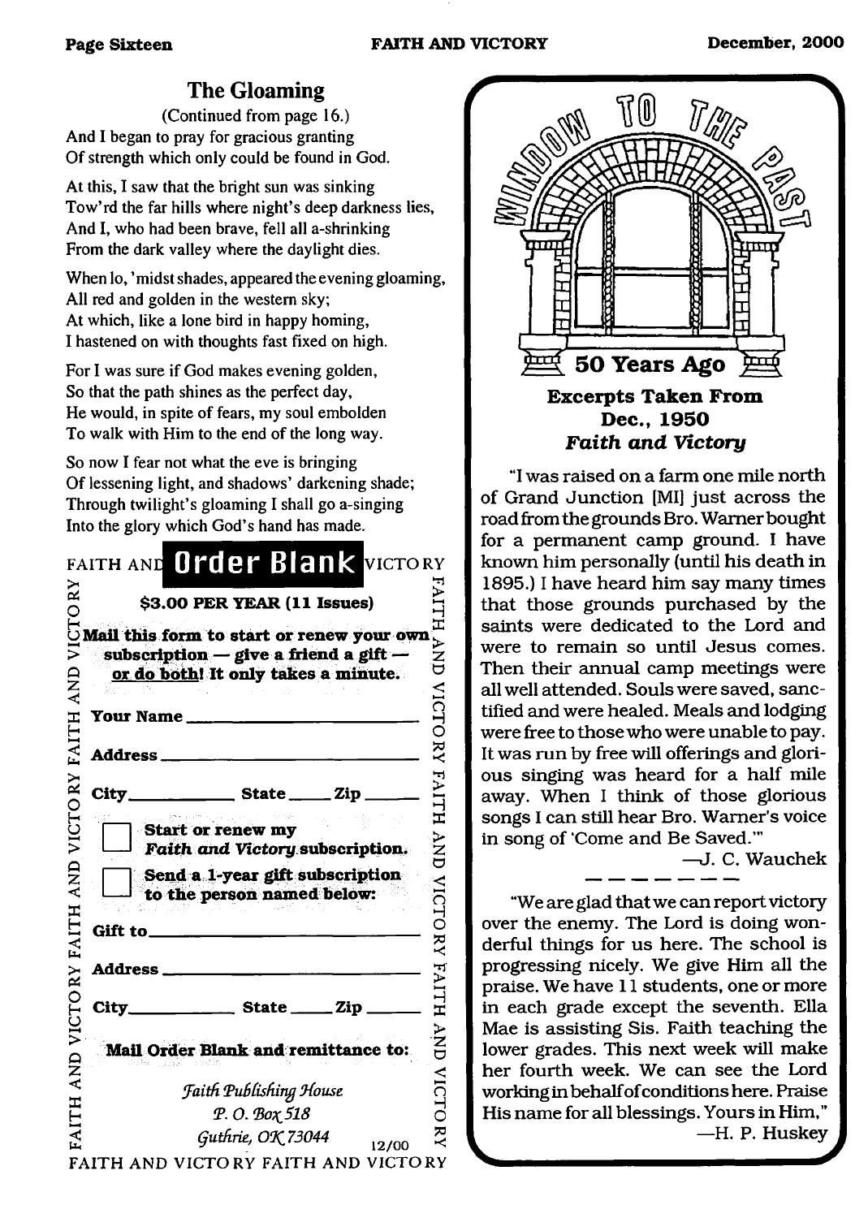## The Gloaming

(Continued from page 16.)

And I began to pray for gracious granting
Of strength which only could be found in God.

At this, I saw that the bright sun was sinking
Tow'rd the far hills where night's deep darkness lies,
And I, who had been brave, fell all a-shrinking
From the dark valley where the daylight dies.

When lo, 'midst shades, appeared the evening gloaming,
All red and golden in the western sky;
At which, like a lone bird in happy homing,
I hastened on with thoughts fast fixed on high.

For I was sure if God makes evening golden,
So that the path shines as the perfect day,
He would, in spite of fears, my soul embolden
To walk with Him to the end of the long way.

So now I fear not what the eve is bringing
Of lessening light, and shadows' darkening shade;
Through twilight's gloaming I shall go a-singing
Into the glory which God's hand has made.

## Order Blank

**$3.00 PER YEAR (11 Issues)**

**Mail this form to start or renew your own subscription — give a friend a gift — or do both! It only takes a minute.**

**Your Name** ____________________

**Address** ____________________

**City** __________ **State** _____ **Zip** _____

☐ **Start or renew my *Faith and Victory* subscription.**

☐ **Send a 1-year gift subscription to the person named below:**

**Gift to** ____________________

**Address** ____________________

**City** __________ **State** _____ **Zip** _____

**Mail Order Blank and remittance to:**

*Faith Publishing House*
*P. O. Box 518*
*Guthrie, OK 73044*

12/00

## Window to the Past

**50 Years Ago**

### Excerpts Taken From Dec., 1950 *Faith and Victory*

"I was raised on a farm one mile north of Grand Junction [MI] just across the road from the grounds Bro. Warner bought for a permanent camp ground. I have known him personally (until his death in 1895.) I have heard him say many times that those grounds purchased by the saints were dedicated to the Lord and were to remain so until Jesus comes. Then their annual camp meetings were all well attended. Souls were saved, sanctified and were healed. Meals and lodging were free to those who were unable to pay. It was run by free will offerings and glorious singing was heard for a half mile away. When I think of those glorious songs I can still hear Bro. Warner's voice in song of 'Come and Be Saved.'"

—J. C. Wauchek

"We are glad that we can report victory over the enemy. The Lord is doing wonderful things for us here. The school is progressing nicely. We give Him all the praise. We have 11 students, one or more in each grade except the seventh. Ella Mae is assisting Sis. Faith teaching the lower grades. This next week will make her fourth week. We can see the Lord working in behalf of conditions here. Praise His name for all blessings. Yours in Him,"

—H. P. Huskey